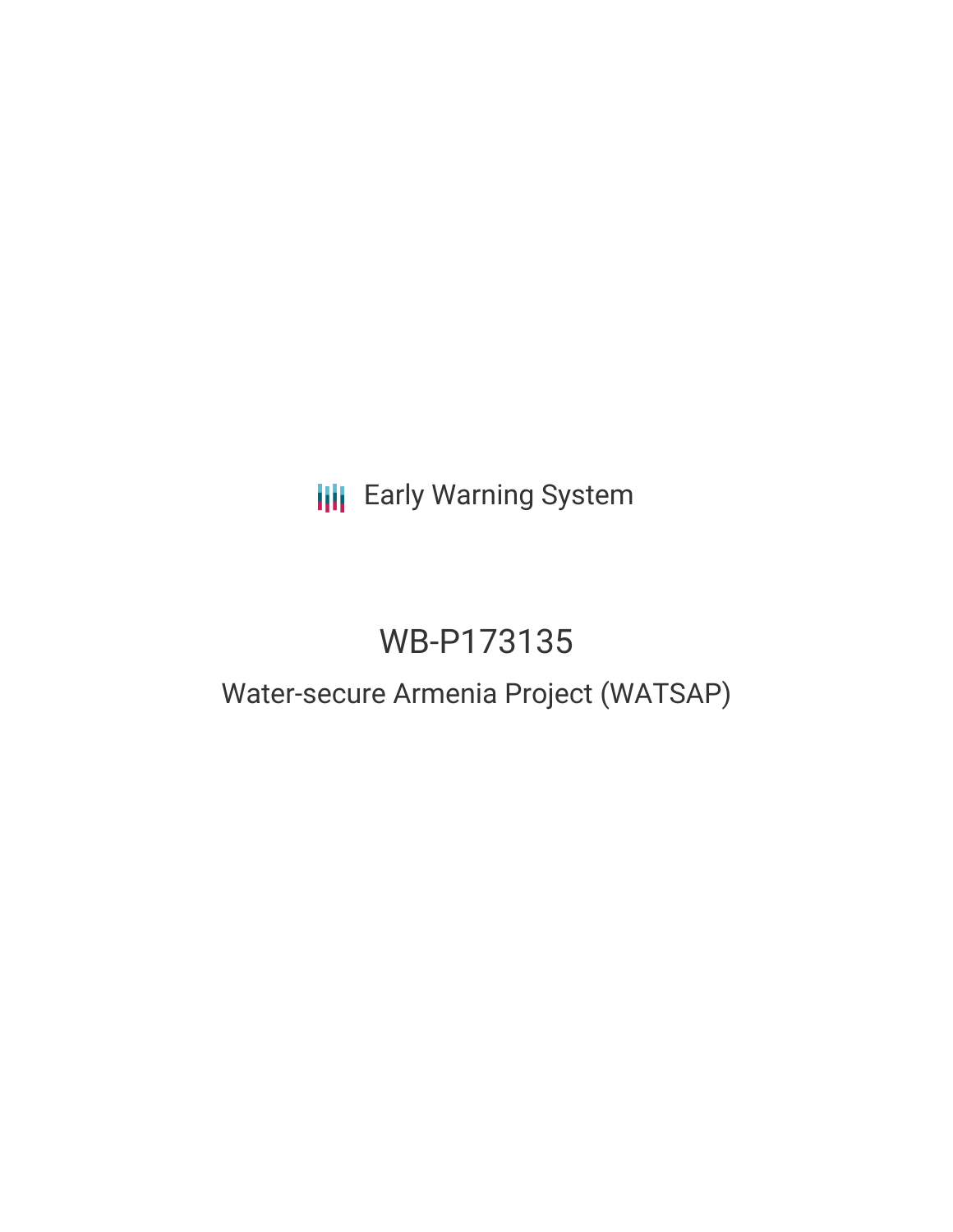Early Warning System

# WB-P173135

## Water-secure Armenia Project (WATSAP)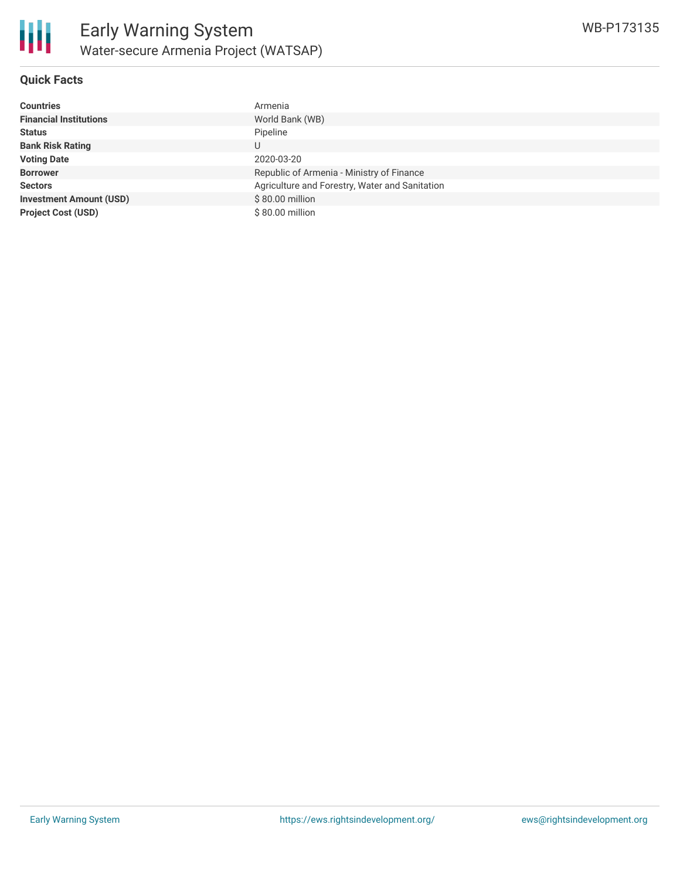# Early Warning System

## Water-secure Armenia Project (WATSAP)

WB-P173135

### Quick Facts

| | |
|---|---|
| **Countries** | Armenia |
| **Financial Institutions** | World Bank (WB) |
| **Status** | Pipeline |
| **Bank Risk Rating** | U |
| **Voting Date** | 2020-03-20 |
| **Borrower** | Republic of Armenia - Ministry of Finance |
| **Sectors** | Agriculture and Forestry, Water and Sanitation |
| **Investment Amount (USD)** | $ 80.00 million |
| **Project Cost (USD)** | $ 80.00 million |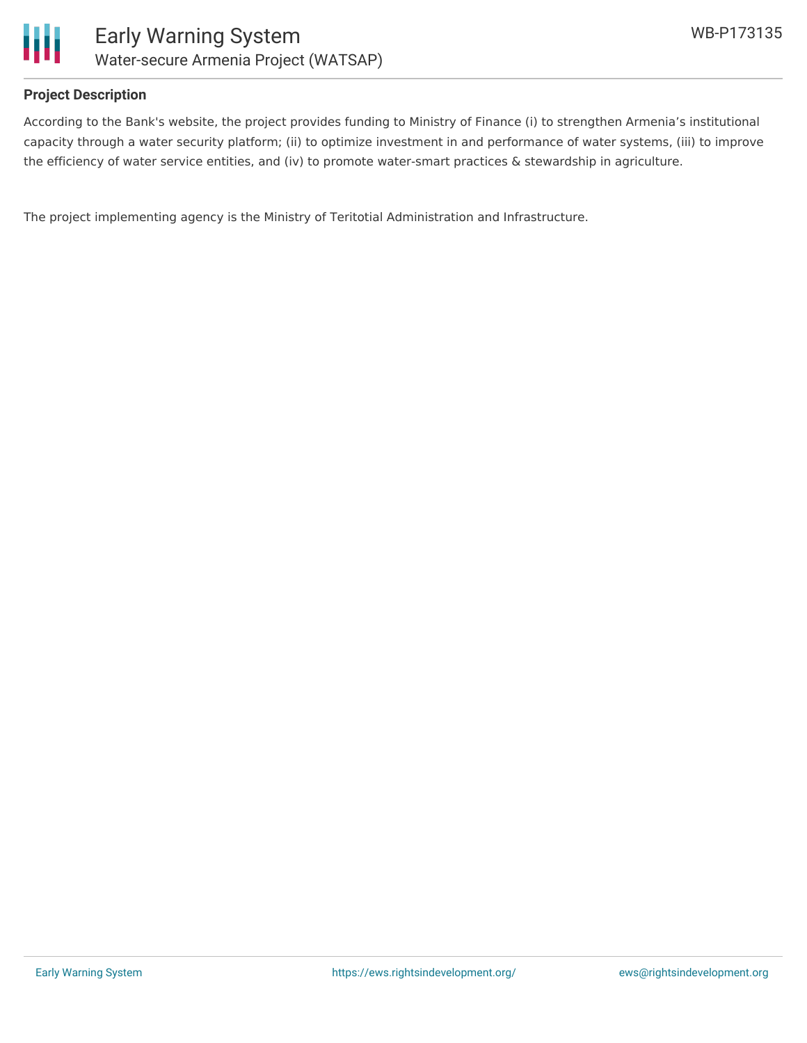**Project Description**

According to the Bank's website, the project provides funding to Ministry of Finance (i) to strengthen Armenia's institutional capacity through a water security platform; (ii) to optimize investment in and performance of water systems, (iii) to improve the efficiency of water service entities, and (iv) to promote water-smart practices & stewardship in agriculture.

The project implementing agency is the Ministry of Teritotial Administration and Infrastructure.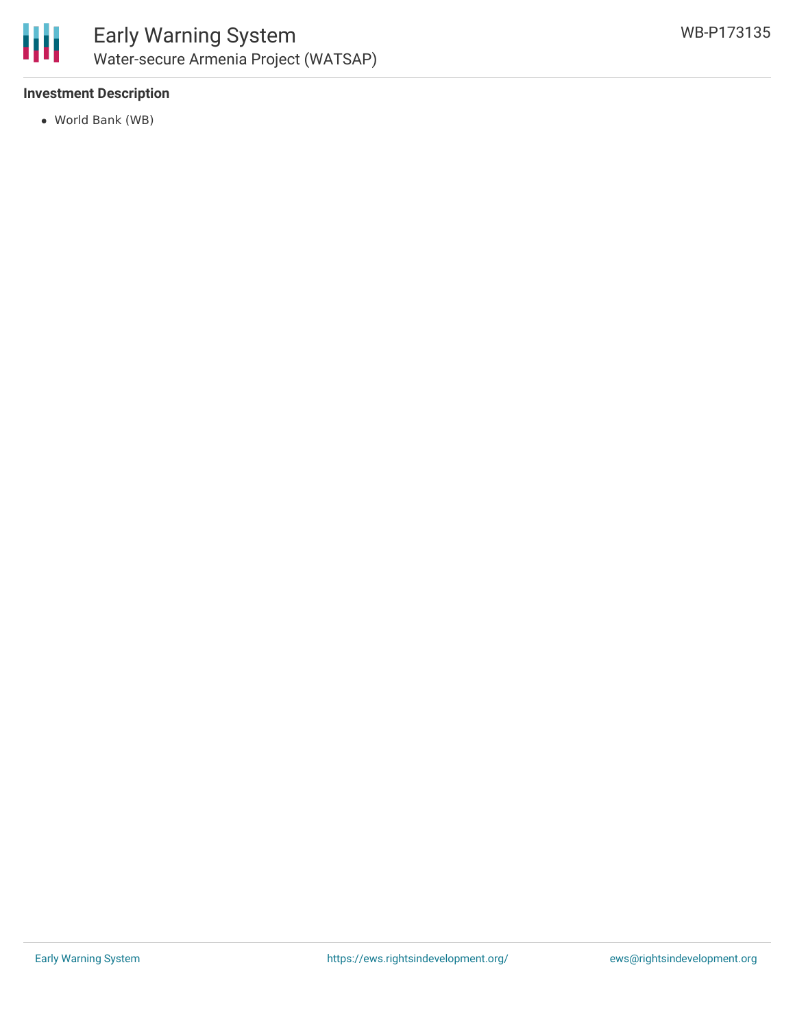**Investment Description**

- World Bank (WB)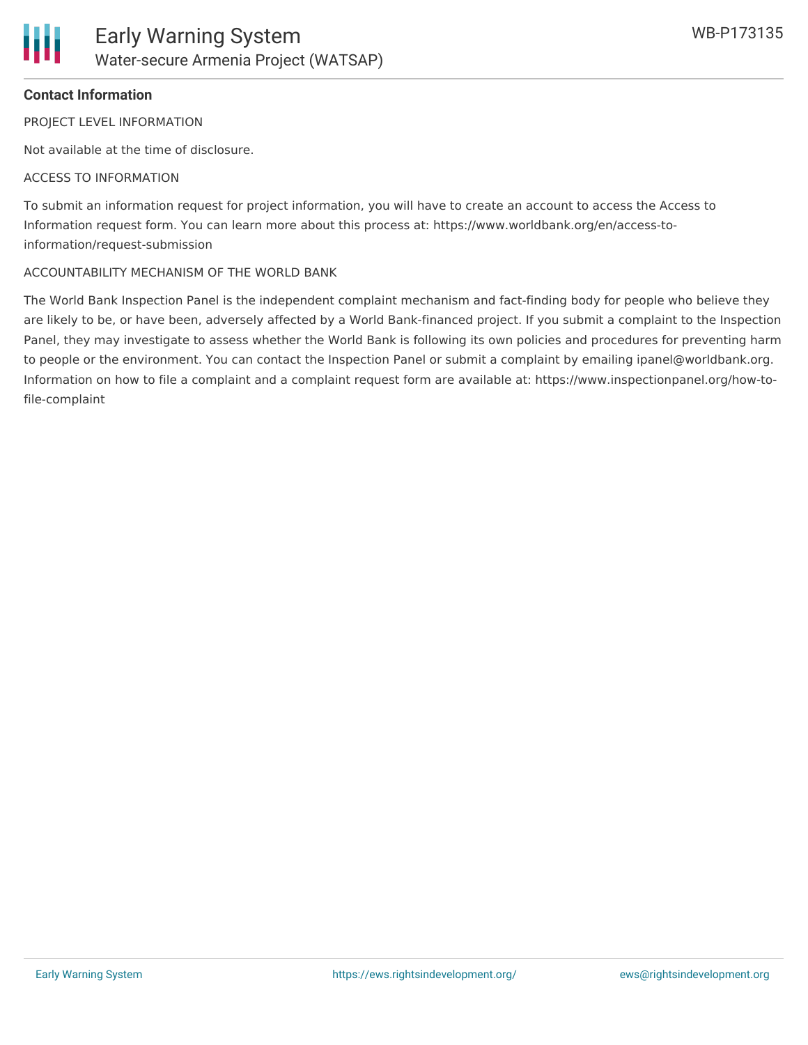**Contact Information**

PROJECT LEVEL INFORMATION

Not available at the time of disclosure.

ACCESS TO INFORMATION

To submit an information request for project information, you will have to create an account to access the Access to Information request form. You can learn more about this process at: https://www.worldbank.org/en/access-to-information/request-submission

ACCOUNTABILITY MECHANISM OF THE WORLD BANK

The World Bank Inspection Panel is the independent complaint mechanism and fact-finding body for people who believe they are likely to be, or have been, adversely affected by a World Bank-financed project. If you submit a complaint to the Inspection Panel, they may investigate to assess whether the World Bank is following its own policies and procedures for preventing harm to people or the environment. You can contact the Inspection Panel or submit a complaint by emailing ipanel@worldbank.org. Information on how to file a complaint and a complaint request form are available at: https://www.inspectionpanel.org/how-to-file-complaint